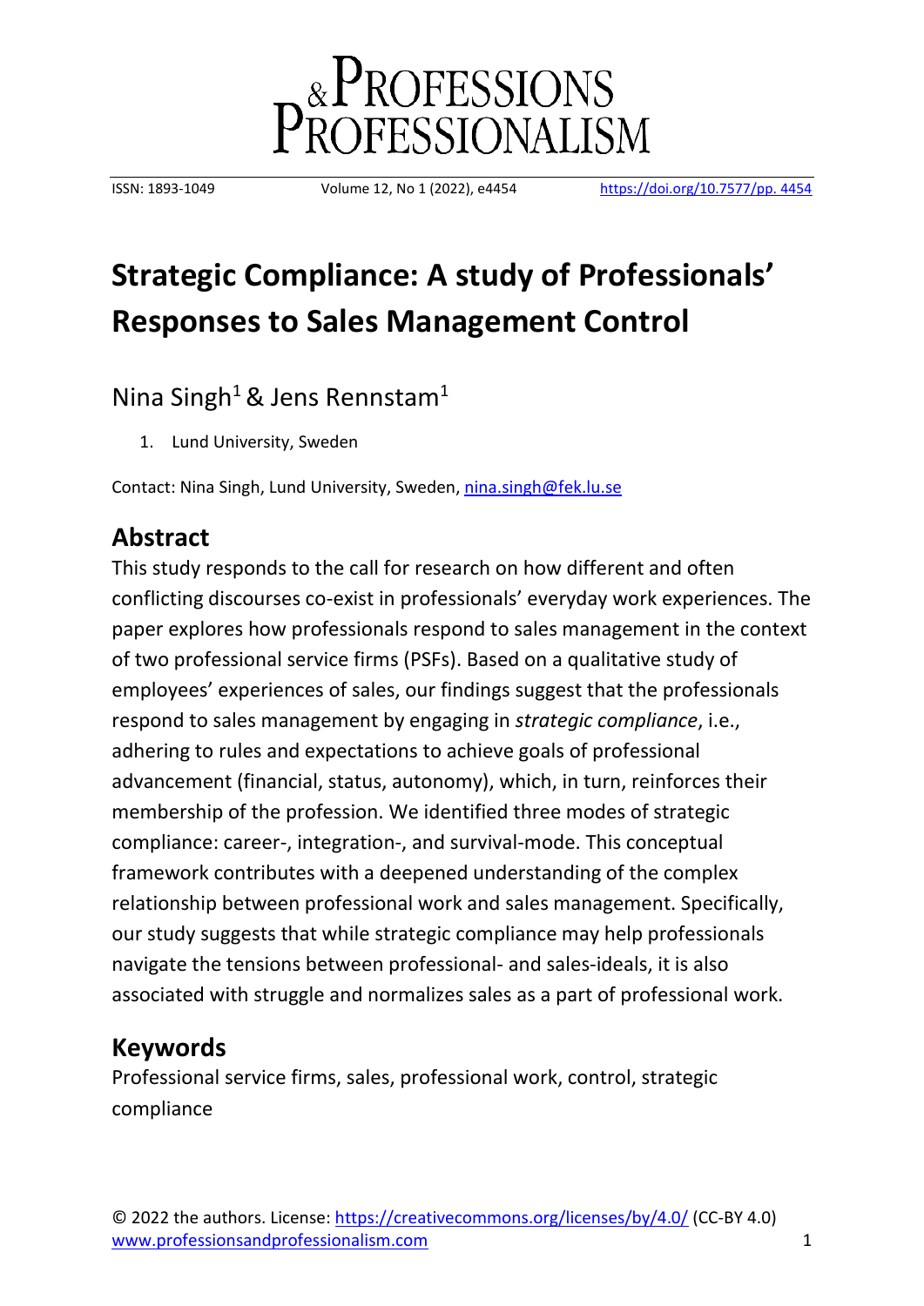# Strategic Compliance: A study of Professionals' Responses to Sales Management Control

Nina Singh[1] & Jens Rennstam[1]

1. Lund University, Sweden

Contact: Nina Singh, Lund University, Sweden, nina.singh@fek.lu.se

## Abstract

This study responds to the call for research on how different and often conflicting discourses co-exist in professionals' everyday work experiences. The paper explores how professionals respond to sales management in the context of two professional service firms (PSFs). Based on a qualitative study of employees' experiences of sales, our findings suggest that the professionals respond to sales management by engaging in *strategic compliance*, i.e., adhering to rules and expectations to achieve goals of professional advancement (financial, status, autonomy), which, in turn, reinforces their membership of the profession. We identified three modes of strategic compliance: career-, integration-, and survival-mode. This conceptual framework contributes with a deepened understanding of the complex relationship between professional work and sales management. Specifically, our study suggests that while strategic compliance may help professionals navigate the tensions between professional- and sales-ideals, it is also associated with struggle and normalizes sales as a part of professional work.

## Keywords

Professional service firms, sales, professional work, control, strategic compliance

© 2022 the authors. License: https://creativecommons.org/licenses/by/4.0/ (CC-BY 4.0)
www.professionsandprofessionalism.com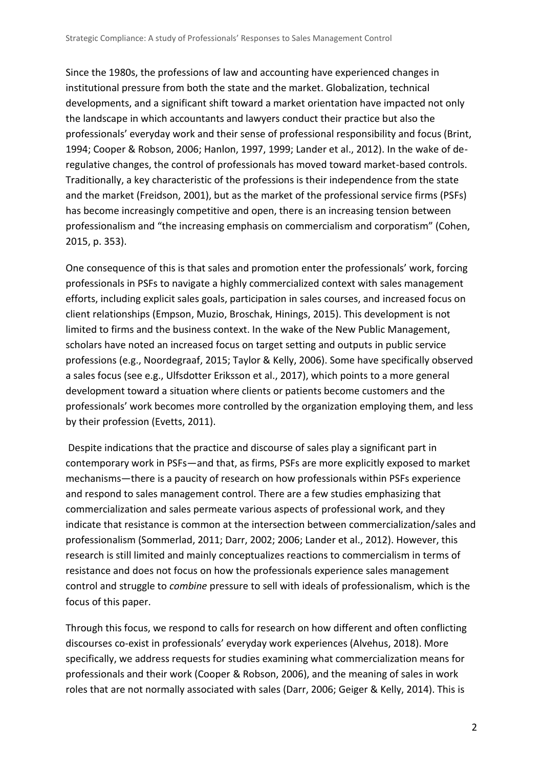Since the 1980s, the professions of law and accounting have experienced changes in institutional pressure from both the state and the market. Globalization, technical developments, and a significant shift toward a market orientation have impacted not only the landscape in which accountants and lawyers conduct their practice but also the professionals' everyday work and their sense of professional responsibility and focus (Brint, 1994; Cooper & Robson, 2006; Hanlon, 1997, 1999; Lander et al., 2012). In the wake of de-regulative changes, the control of professionals has moved toward market-based controls. Traditionally, a key characteristic of the professions is their independence from the state and the market (Freidson, 2001), but as the market of the professional service firms (PSFs) has become increasingly competitive and open, there is an increasing tension between professionalism and "the increasing emphasis on commercialism and corporatism" (Cohen, 2015, p. 353).

One consequence of this is that sales and promotion enter the professionals' work, forcing professionals in PSFs to navigate a highly commercialized context with sales management efforts, including explicit sales goals, participation in sales courses, and increased focus on client relationships (Empson, Muzio, Broschak, Hinings, 2015). This development is not limited to firms and the business context. In the wake of the New Public Management, scholars have noted an increased focus on target setting and outputs in public service professions (e.g., Noordegraaf, 2015; Taylor & Kelly, 2006). Some have specifically observed a sales focus (see e.g., Ulfsdotter Eriksson et al., 2017), which points to a more general development toward a situation where clients or patients become customers and the professionals' work becomes more controlled by the organization employing them, and less by their profession (Evetts, 2011).

Despite indications that the practice and discourse of sales play a significant part in contemporary work in PSFs—and that, as firms, PSFs are more explicitly exposed to market mechanisms—there is a paucity of research on how professionals within PSFs experience and respond to sales management control. There are a few studies emphasizing that commercialization and sales permeate various aspects of professional work, and they indicate that resistance is common at the intersection between commercialization/sales and professionalism (Sommerlad, 2011; Darr, 2002; 2006; Lander et al., 2012). However, this research is still limited and mainly conceptualizes reactions to commercialism in terms of resistance and does not focus on how the professionals experience sales management control and struggle to *combine* pressure to sell with ideals of professionalism, which is the focus of this paper.

Through this focus, we respond to calls for research on how different and often conflicting discourses co-exist in professionals' everyday work experiences (Alvehus, 2018). More specifically, we address requests for studies examining what commercialization means for professionals and their work (Cooper & Robson, 2006), and the meaning of sales in work roles that are not normally associated with sales (Darr, 2006; Geiger & Kelly, 2014). This is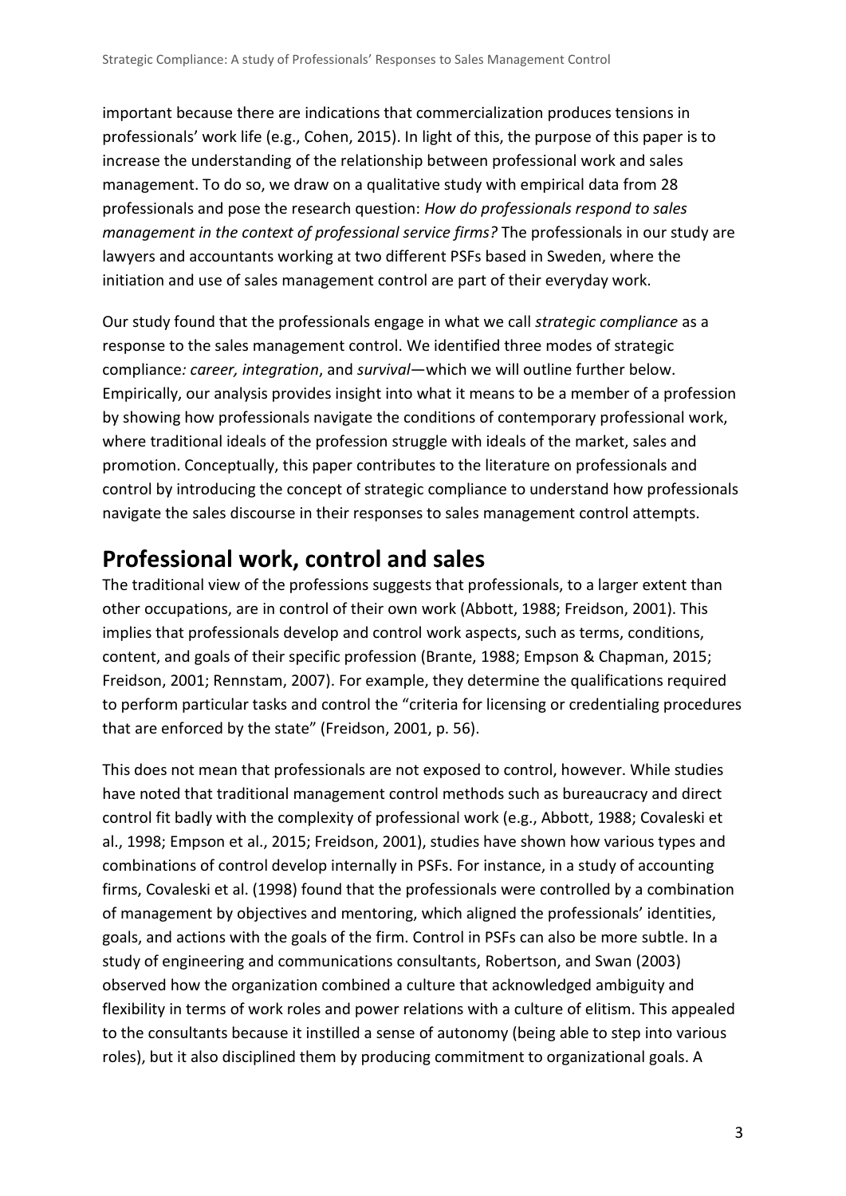important because there are indications that commercialization produces tensions in professionals' work life (e.g., Cohen, 2015). In light of this, the purpose of this paper is to increase the understanding of the relationship between professional work and sales management. To do so, we draw on a qualitative study with empirical data from 28 professionals and pose the research question: *How do professionals respond to sales management in the context of professional service firms?* The professionals in our study are lawyers and accountants working at two different PSFs based in Sweden, where the initiation and use of sales management control are part of their everyday work.

Our study found that the professionals engage in what we call *strategic compliance* as a response to the sales management control. We identified three modes of strategic compliance*: career, integration*, and *survival*—which we will outline further below. Empirically, our analysis provides insight into what it means to be a member of a profession by showing how professionals navigate the conditions of contemporary professional work, where traditional ideals of the profession struggle with ideals of the market, sales and promotion. Conceptually, this paper contributes to the literature on professionals and control by introducing the concept of strategic compliance to understand how professionals navigate the sales discourse in their responses to sales management control attempts.

## Professional work, control and sales

The traditional view of the professions suggests that professionals, to a larger extent than other occupations, are in control of their own work (Abbott, 1988; Freidson, 2001). This implies that professionals develop and control work aspects, such as terms, conditions, content, and goals of their specific profession (Brante, 1988; Empson & Chapman, 2015; Freidson, 2001; Rennstam, 2007). For example, they determine the qualifications required to perform particular tasks and control the "criteria for licensing or credentialing procedures that are enforced by the state" (Freidson, 2001, p. 56).

This does not mean that professionals are not exposed to control, however. While studies have noted that traditional management control methods such as bureaucracy and direct control fit badly with the complexity of professional work (e.g., Abbott, 1988; Covaleski et al., 1998; Empson et al., 2015; Freidson, 2001), studies have shown how various types and combinations of control develop internally in PSFs. For instance, in a study of accounting firms, Covaleski et al. (1998) found that the professionals were controlled by a combination of management by objectives and mentoring, which aligned the professionals' identities, goals, and actions with the goals of the firm. Control in PSFs can also be more subtle. In a study of engineering and communications consultants, Robertson, and Swan (2003) observed how the organization combined a culture that acknowledged ambiguity and flexibility in terms of work roles and power relations with a culture of elitism. This appealed to the consultants because it instilled a sense of autonomy (being able to step into various roles), but it also disciplined them by producing commitment to organizational goals. A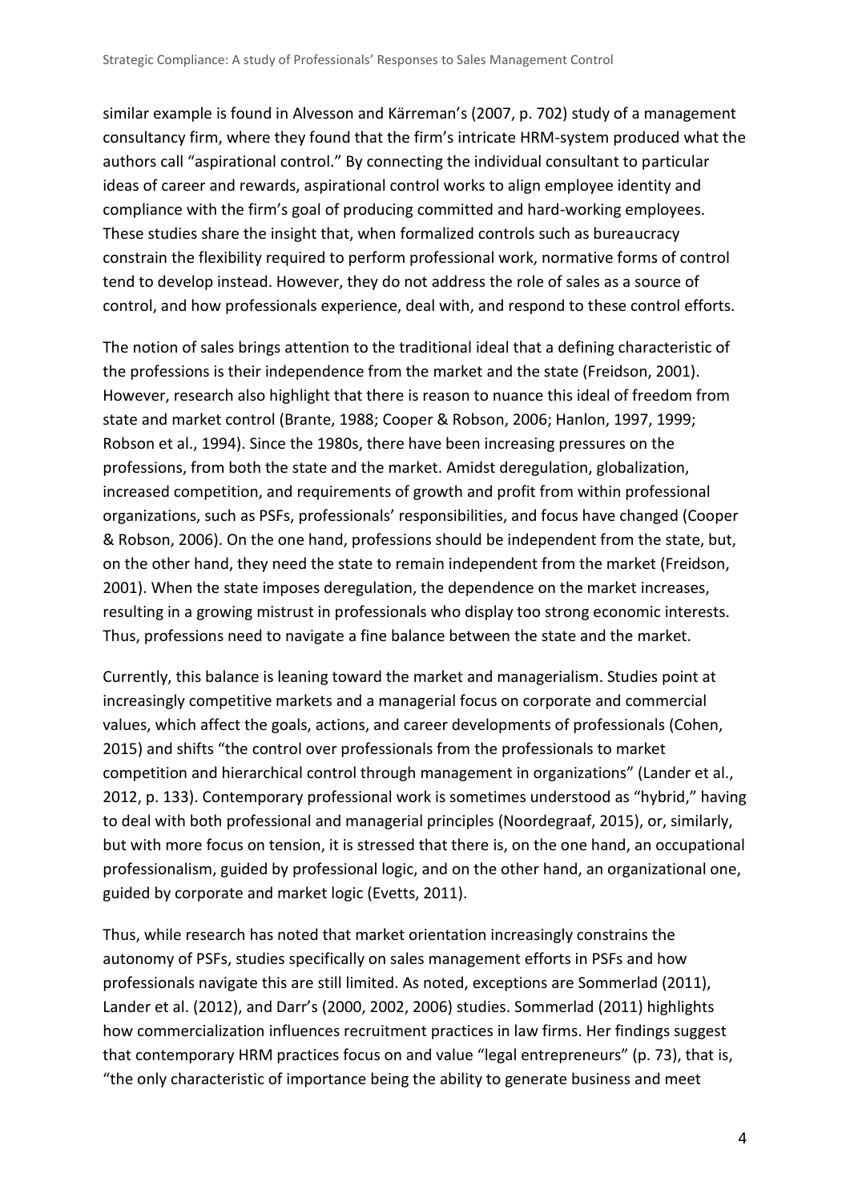similar example is found in Alvesson and Kärreman's (2007, p. 702) study of a management consultancy firm, where they found that the firm's intricate HRM-system produced what the authors call "aspirational control." By connecting the individual consultant to particular ideas of career and rewards, aspirational control works to align employee identity and compliance with the firm's goal of producing committed and hard-working employees. These studies share the insight that, when formalized controls such as bureaucracy constrain the flexibility required to perform professional work, normative forms of control tend to develop instead. However, they do not address the role of sales as a source of control, and how professionals experience, deal with, and respond to these control efforts.

The notion of sales brings attention to the traditional ideal that a defining characteristic of the professions is their independence from the market and the state (Freidson, 2001). However, research also highlight that there is reason to nuance this ideal of freedom from state and market control (Brante, 1988; Cooper & Robson, 2006; Hanlon, 1997, 1999; Robson et al., 1994). Since the 1980s, there have been increasing pressures on the professions, from both the state and the market. Amidst deregulation, globalization, increased competition, and requirements of growth and profit from within professional organizations, such as PSFs, professionals' responsibilities, and focus have changed (Cooper & Robson, 2006). On the one hand, professions should be independent from the state, but, on the other hand, they need the state to remain independent from the market (Freidson, 2001). When the state imposes deregulation, the dependence on the market increases, resulting in a growing mistrust in professionals who display too strong economic interests. Thus, professions need to navigate a fine balance between the state and the market.

Currently, this balance is leaning toward the market and managerialism. Studies point at increasingly competitive markets and a managerial focus on corporate and commercial values, which affect the goals, actions, and career developments of professionals (Cohen, 2015) and shifts "the control over professionals from the professionals to market competition and hierarchical control through management in organizations" (Lander et al., 2012, p. 133). Contemporary professional work is sometimes understood as "hybrid," having to deal with both professional and managerial principles (Noordegraaf, 2015), or, similarly, but with more focus on tension, it is stressed that there is, on the one hand, an occupational professionalism, guided by professional logic, and on the other hand, an organizational one, guided by corporate and market logic (Evetts, 2011).

Thus, while research has noted that market orientation increasingly constrains the autonomy of PSFs, studies specifically on sales management efforts in PSFs and how professionals navigate this are still limited. As noted, exceptions are Sommerlad (2011), Lander et al. (2012), and Darr's (2000, 2002, 2006) studies. Sommerlad (2011) highlights how commercialization influences recruitment practices in law firms. Her findings suggest that contemporary HRM practices focus on and value "legal entrepreneurs" (p. 73), that is, "the only characteristic of importance being the ability to generate business and meet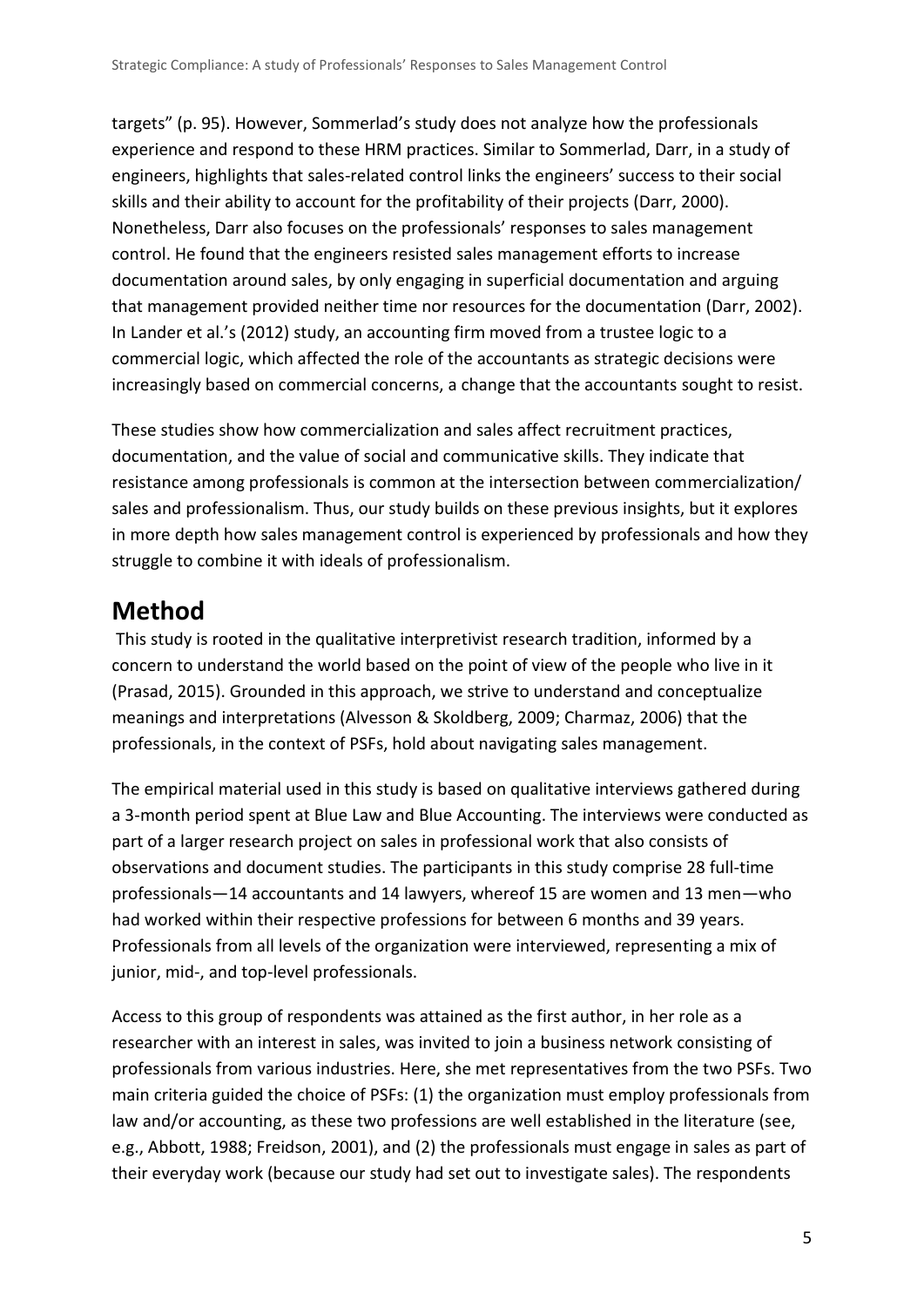targets" (p. 95). However, Sommerlad's study does not analyze how the professionals experience and respond to these HRM practices. Similar to Sommerlad, Darr, in a study of engineers, highlights that sales-related control links the engineers' success to their social skills and their ability to account for the profitability of their projects (Darr, 2000). Nonetheless, Darr also focuses on the professionals' responses to sales management control. He found that the engineers resisted sales management efforts to increase documentation around sales, by only engaging in superficial documentation and arguing that management provided neither time nor resources for the documentation (Darr, 2002). In Lander et al.'s (2012) study, an accounting firm moved from a trustee logic to a commercial logic, which affected the role of the accountants as strategic decisions were increasingly based on commercial concerns, a change that the accountants sought to resist.

These studies show how commercialization and sales affect recruitment practices, documentation, and the value of social and communicative skills. They indicate that resistance among professionals is common at the intersection between commercialization/ sales and professionalism. Thus, our study builds on these previous insights, but it explores in more depth how sales management control is experienced by professionals and how they struggle to combine it with ideals of professionalism.

# Method

This study is rooted in the qualitative interpretivist research tradition, informed by a concern to understand the world based on the point of view of the people who live in it (Prasad, 2015). Grounded in this approach, we strive to understand and conceptualize meanings and interpretations (Alvesson & Skoldberg, 2009; Charmaz, 2006) that the professionals, in the context of PSFs, hold about navigating sales management.

The empirical material used in this study is based on qualitative interviews gathered during a 3-month period spent at Blue Law and Blue Accounting. The interviews were conducted as part of a larger research project on sales in professional work that also consists of observations and document studies. The participants in this study comprise 28 full-time professionals—14 accountants and 14 lawyers, whereof 15 are women and 13 men—who had worked within their respective professions for between 6 months and 39 years. Professionals from all levels of the organization were interviewed, representing a mix of junior, mid-, and top-level professionals.

Access to this group of respondents was attained as the first author, in her role as a researcher with an interest in sales, was invited to join a business network consisting of professionals from various industries. Here, she met representatives from the two PSFs. Two main criteria guided the choice of PSFs: (1) the organization must employ professionals from law and/or accounting, as these two professions are well established in the literature (see, e.g., Abbott, 1988; Freidson, 2001), and (2) the professionals must engage in sales as part of their everyday work (because our study had set out to investigate sales). The respondents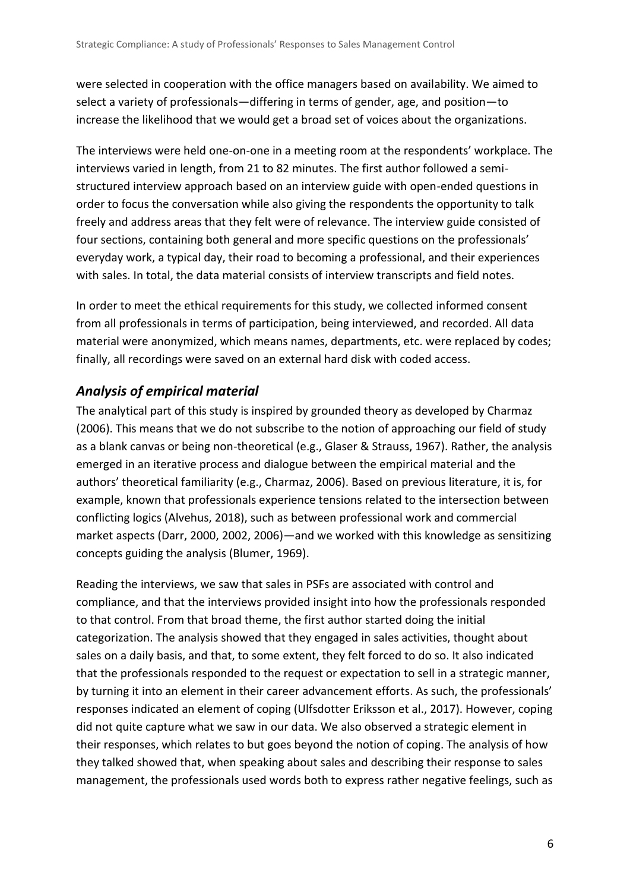were selected in cooperation with the office managers based on availability. We aimed to select a variety of professionals—differing in terms of gender, age, and position—to increase the likelihood that we would get a broad set of voices about the organizations.

The interviews were held one-on-one in a meeting room at the respondents' workplace. The interviews varied in length, from 21 to 82 minutes. The first author followed a semi-structured interview approach based on an interview guide with open-ended questions in order to focus the conversation while also giving the respondents the opportunity to talk freely and address areas that they felt were of relevance. The interview guide consisted of four sections, containing both general and more specific questions on the professionals' everyday work, a typical day, their road to becoming a professional, and their experiences with sales. In total, the data material consists of interview transcripts and field notes.

In order to meet the ethical requirements for this study, we collected informed consent from all professionals in terms of participation, being interviewed, and recorded. All data material were anonymized, which means names, departments, etc. were replaced by codes; finally, all recordings were saved on an external hard disk with coded access.

## *Analysis of empirical material*

The analytical part of this study is inspired by grounded theory as developed by Charmaz (2006). This means that we do not subscribe to the notion of approaching our field of study as a blank canvas or being non-theoretical (e.g., Glaser & Strauss, 1967). Rather, the analysis emerged in an iterative process and dialogue between the empirical material and the authors' theoretical familiarity (e.g., Charmaz, 2006). Based on previous literature, it is, for example, known that professionals experience tensions related to the intersection between conflicting logics (Alvehus, 2018), such as between professional work and commercial market aspects (Darr, 2000, 2002, 2006)—and we worked with this knowledge as sensitizing concepts guiding the analysis (Blumer, 1969).

Reading the interviews, we saw that sales in PSFs are associated with control and compliance, and that the interviews provided insight into how the professionals responded to that control. From that broad theme, the first author started doing the initial categorization. The analysis showed that they engaged in sales activities, thought about sales on a daily basis, and that, to some extent, they felt forced to do so. It also indicated that the professionals responded to the request or expectation to sell in a strategic manner, by turning it into an element in their career advancement efforts. As such, the professionals' responses indicated an element of coping (Ulfsdotter Eriksson et al., 2017). However, coping did not quite capture what we saw in our data. We also observed a strategic element in their responses, which relates to but goes beyond the notion of coping. The analysis of how they talked showed that, when speaking about sales and describing their response to sales management, the professionals used words both to express rather negative feelings, such as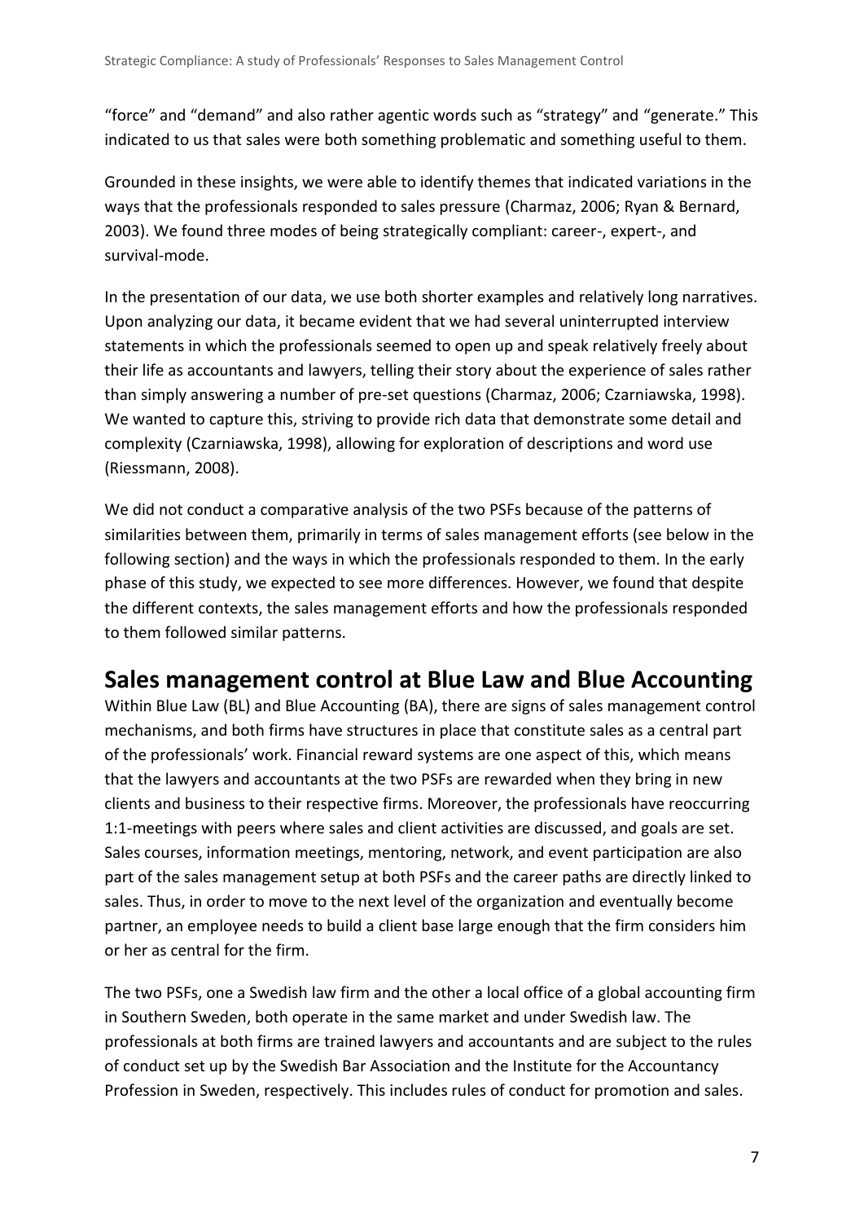"force" and "demand" and also rather agentic words such as "strategy" and "generate." This indicated to us that sales were both something problematic and something useful to them.

Grounded in these insights, we were able to identify themes that indicated variations in the ways that the professionals responded to sales pressure (Charmaz, 2006; Ryan & Bernard, 2003). We found three modes of being strategically compliant: career-, expert-, and survival-mode.

In the presentation of our data, we use both shorter examples and relatively long narratives. Upon analyzing our data, it became evident that we had several uninterrupted interview statements in which the professionals seemed to open up and speak relatively freely about their life as accountants and lawyers, telling their story about the experience of sales rather than simply answering a number of pre-set questions (Charmaz, 2006; Czarniawska, 1998). We wanted to capture this, striving to provide rich data that demonstrate some detail and complexity (Czarniawska, 1998), allowing for exploration of descriptions and word use (Riessmann, 2008).

We did not conduct a comparative analysis of the two PSFs because of the patterns of similarities between them, primarily in terms of sales management efforts (see below in the following section) and the ways in which the professionals responded to them. In the early phase of this study, we expected to see more differences. However, we found that despite the different contexts, the sales management efforts and how the professionals responded to them followed similar patterns.

## Sales management control at Blue Law and Blue Accounting

Within Blue Law (BL) and Blue Accounting (BA), there are signs of sales management control mechanisms, and both firms have structures in place that constitute sales as a central part of the professionals' work. Financial reward systems are one aspect of this, which means that the lawyers and accountants at the two PSFs are rewarded when they bring in new clients and business to their respective firms. Moreover, the professionals have reoccurring 1:1-meetings with peers where sales and client activities are discussed, and goals are set. Sales courses, information meetings, mentoring, network, and event participation are also part of the sales management setup at both PSFs and the career paths are directly linked to sales. Thus, in order to move to the next level of the organization and eventually become partner, an employee needs to build a client base large enough that the firm considers him or her as central for the firm.

The two PSFs, one a Swedish law firm and the other a local office of a global accounting firm in Southern Sweden, both operate in the same market and under Swedish law. The professionals at both firms are trained lawyers and accountants and are subject to the rules of conduct set up by the Swedish Bar Association and the Institute for the Accountancy Profession in Sweden, respectively. This includes rules of conduct for promotion and sales.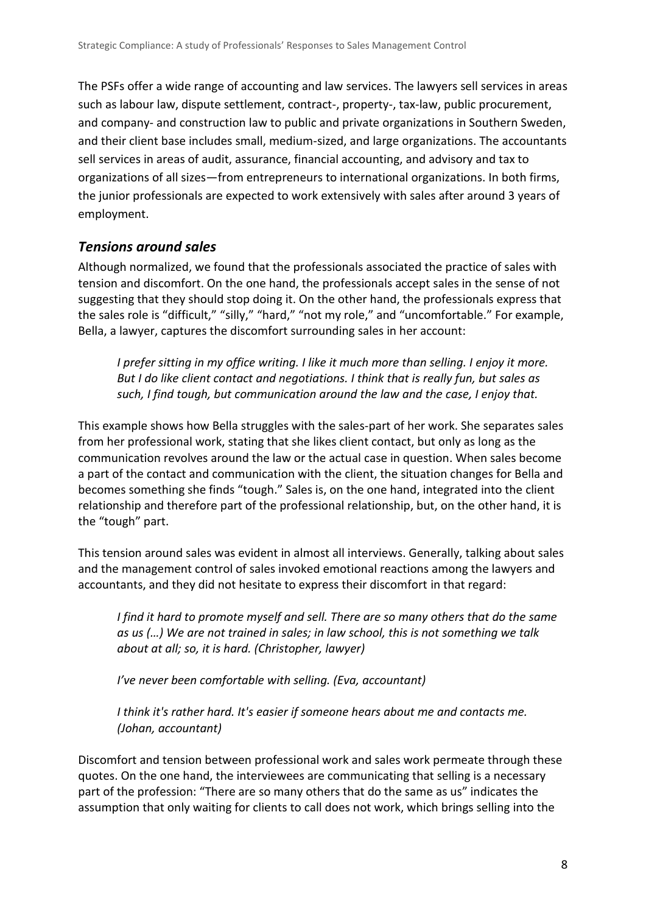The PSFs offer a wide range of accounting and law services. The lawyers sell services in areas such as labour law, dispute settlement, contract-, property-, tax-law, public procurement, and company- and construction law to public and private organizations in Southern Sweden, and their client base includes small, medium-sized, and large organizations. The accountants sell services in areas of audit, assurance, financial accounting, and advisory and tax to organizations of all sizes—from entrepreneurs to international organizations. In both firms, the junior professionals are expected to work extensively with sales after around 3 years of employment.

## *Tensions around sales*

Although normalized, we found that the professionals associated the practice of sales with tension and discomfort. On the one hand, the professionals accept sales in the sense of not suggesting that they should stop doing it. On the other hand, the professionals express that the sales role is "difficult," "silly," "hard," "not my role," and "uncomfortable." For example, Bella, a lawyer, captures the discomfort surrounding sales in her account:

> *I prefer sitting in my office writing. I like it much more than selling. I enjoy it more. But I do like client contact and negotiations. I think that is really fun, but sales as such, I find tough, but communication around the law and the case, I enjoy that.*

This example shows how Bella struggles with the sales-part of her work. She separates sales from her professional work, stating that she likes client contact, but only as long as the communication revolves around the law or the actual case in question. When sales become a part of the contact and communication with the client, the situation changes for Bella and becomes something she finds "tough." Sales is, on the one hand, integrated into the client relationship and therefore part of the professional relationship, but, on the other hand, it is the "tough" part.

This tension around sales was evident in almost all interviews. Generally, talking about sales and the management control of sales invoked emotional reactions among the lawyers and accountants, and they did not hesitate to express their discomfort in that regard:

> *I find it hard to promote myself and sell. There are so many others that do the same as us (…) We are not trained in sales; in law school, this is not something we talk about at all; so, it is hard. (Christopher, lawyer)*

> *I've never been comfortable with selling. (Eva, accountant)*

> *I think it's rather hard. It's easier if someone hears about me and contacts me. (Johan, accountant)*

Discomfort and tension between professional work and sales work permeate through these quotes. On the one hand, the interviewees are communicating that selling is a necessary part of the profession: "There are so many others that do the same as us" indicates the assumption that only waiting for clients to call does not work, which brings selling into the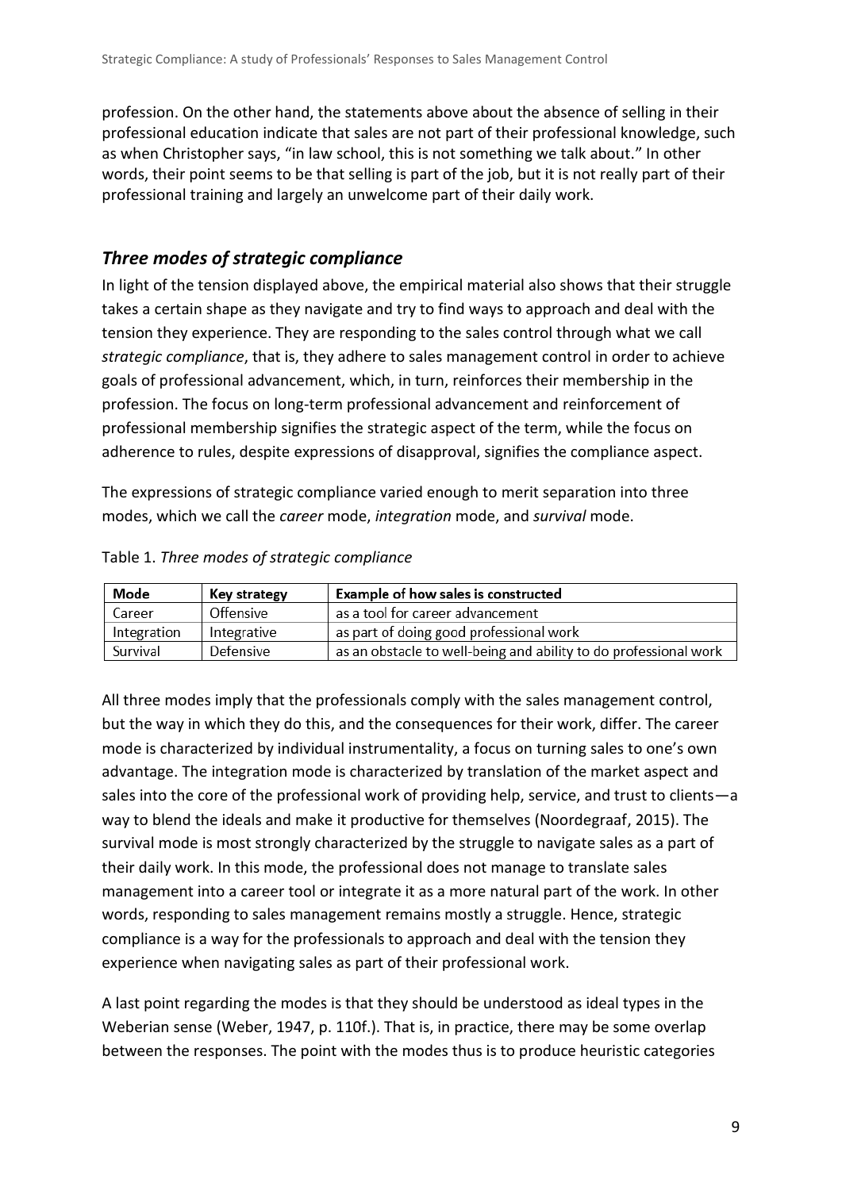profession. On the other hand, the statements above about the absence of selling in their professional education indicate that sales are not part of their professional knowledge, such as when Christopher says, "in law school, this is not something we talk about." In other words, their point seems to be that selling is part of the job, but it is not really part of their professional training and largely an unwelcome part of their daily work.

## *Three modes of strategic compliance*

In light of the tension displayed above, the empirical material also shows that their struggle takes a certain shape as they navigate and try to find ways to approach and deal with the tension they experience. They are responding to the sales control through what we call *strategic compliance*, that is, they adhere to sales management control in order to achieve goals of professional advancement, which, in turn, reinforces their membership in the profession. The focus on long-term professional advancement and reinforcement of professional membership signifies the strategic aspect of the term, while the focus on adherence to rules, despite expressions of disapproval, signifies the compliance aspect.

The expressions of strategic compliance varied enough to merit separation into three modes, which we call the *career* mode, *integration* mode, and *survival* mode.

Table 1. *Three modes of strategic compliance*

| **Mode** | **Key strategy** | **Example of how sales is constructed** |
|---|---|---|
| Career | Offensive | as a tool for career advancement |
| Integration | Integrative | as part of doing good professional work |
| Survival | Defensive | as an obstacle to well-being and ability to do professional work |

All three modes imply that the professionals comply with the sales management control, but the way in which they do this, and the consequences for their work, differ. The career mode is characterized by individual instrumentality, a focus on turning sales to one's own advantage. The integration mode is characterized by translation of the market aspect and sales into the core of the professional work of providing help, service, and trust to clients—a way to blend the ideals and make it productive for themselves (Noordegraaf, 2015). The survival mode is most strongly characterized by the struggle to navigate sales as a part of their daily work. In this mode, the professional does not manage to translate sales management into a career tool or integrate it as a more natural part of the work. In other words, responding to sales management remains mostly a struggle. Hence, strategic compliance is a way for the professionals to approach and deal with the tension they experience when navigating sales as part of their professional work.

A last point regarding the modes is that they should be understood as ideal types in the Weberian sense (Weber, 1947, p. 110f.). That is, in practice, there may be some overlap between the responses. The point with the modes thus is to produce heuristic categories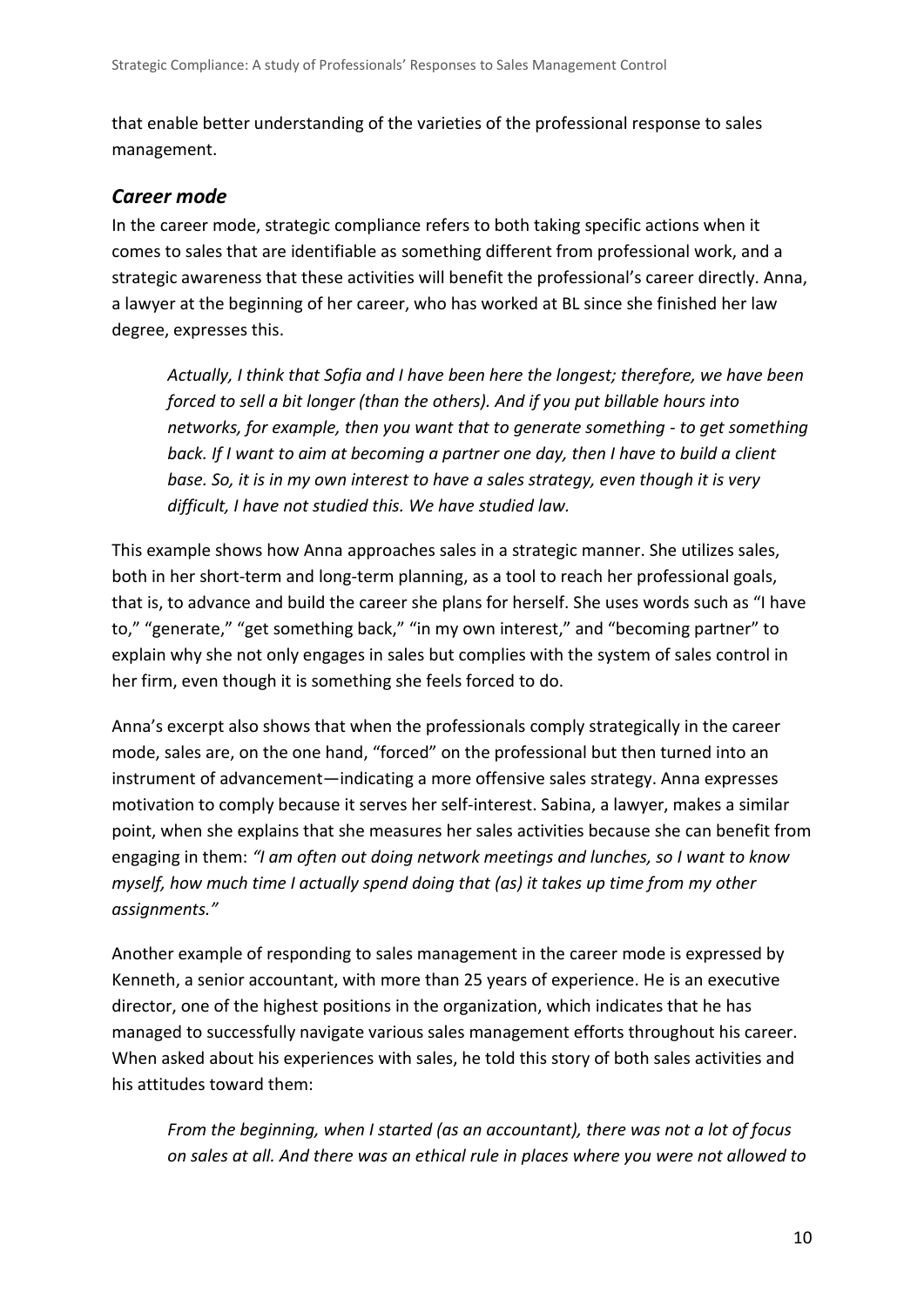that enable better understanding of the varieties of the professional response to sales management.

### *Career mode*

In the career mode, strategic compliance refers to both taking specific actions when it comes to sales that are identifiable as something different from professional work, and a strategic awareness that these activities will benefit the professional's career directly. Anna, a lawyer at the beginning of her career, who has worked at BL since she finished her law degree, expresses this.

> *Actually, I think that Sofia and I have been here the longest; therefore, we have been forced to sell a bit longer (than the others). And if you put billable hours into networks, for example, then you want that to generate something - to get something back. If I want to aim at becoming a partner one day, then I have to build a client base. So, it is in my own interest to have a sales strategy, even though it is very difficult, I have not studied this. We have studied law.*

This example shows how Anna approaches sales in a strategic manner. She utilizes sales, both in her short-term and long-term planning, as a tool to reach her professional goals, that is, to advance and build the career she plans for herself. She uses words such as "I have to," "generate," "get something back," "in my own interest," and "becoming partner" to explain why she not only engages in sales but complies with the system of sales control in her firm, even though it is something she feels forced to do.

Anna's excerpt also shows that when the professionals comply strategically in the career mode, sales are, on the one hand, "forced" on the professional but then turned into an instrument of advancement—indicating a more offensive sales strategy. Anna expresses motivation to comply because it serves her self-interest. Sabina, a lawyer, makes a similar point, when she explains that she measures her sales activities because she can benefit from engaging in them: *"I am often out doing network meetings and lunches, so I want to know myself, how much time I actually spend doing that (as) it takes up time from my other assignments."*

Another example of responding to sales management in the career mode is expressed by Kenneth, a senior accountant, with more than 25 years of experience. He is an executive director, one of the highest positions in the organization, which indicates that he has managed to successfully navigate various sales management efforts throughout his career. When asked about his experiences with sales, he told this story of both sales activities and his attitudes toward them:

> *From the beginning, when I started (as an accountant), there was not a lot of focus on sales at all. And there was an ethical rule in places where you were not allowed to*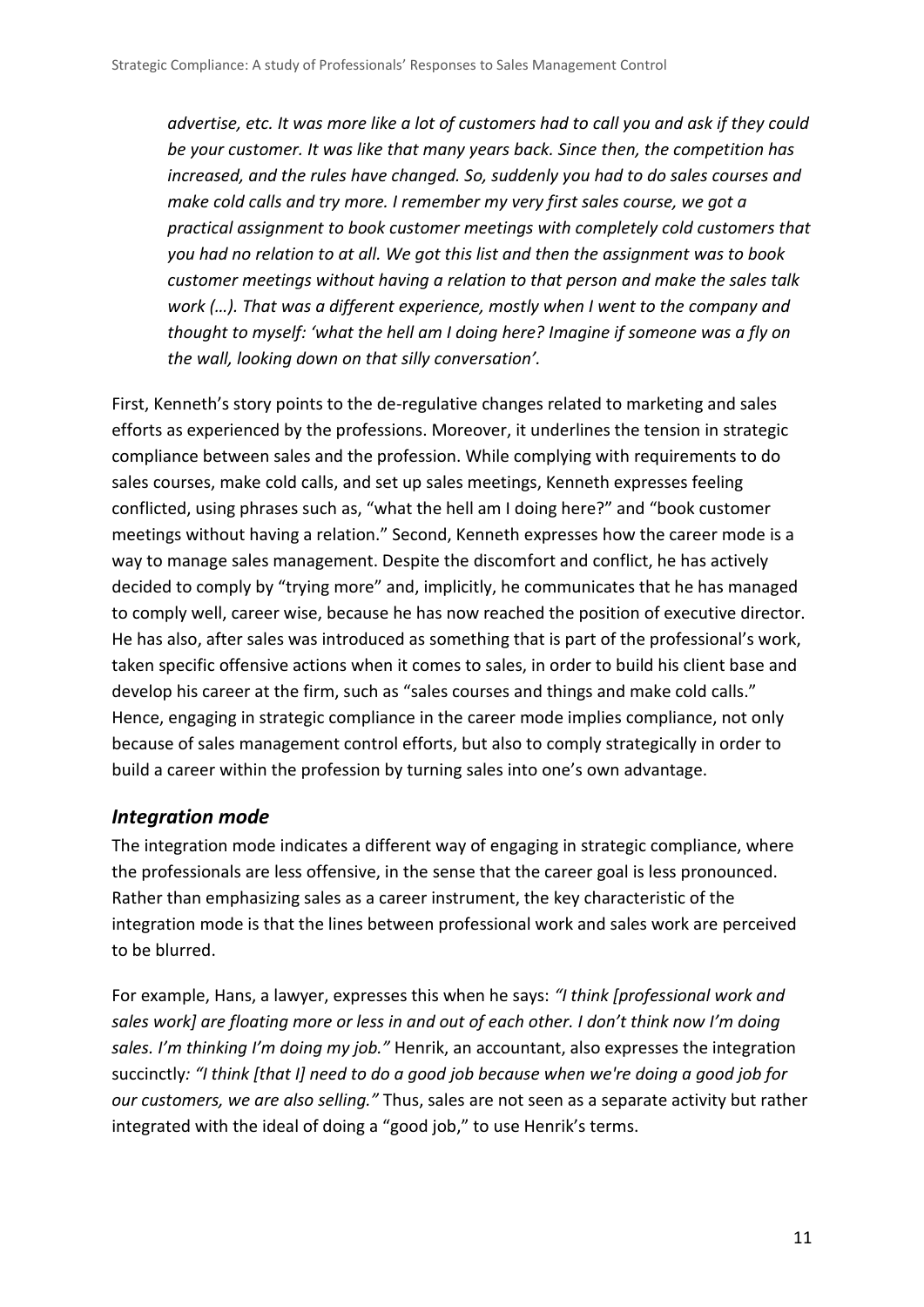*advertise, etc. It was more like a lot of customers had to call you and ask if they could be your customer. It was like that many years back. Since then, the competition has increased, and the rules have changed. So, suddenly you had to do sales courses and make cold calls and try more. I remember my very first sales course, we got a practical assignment to book customer meetings with completely cold customers that you had no relation to at all. We got this list and then the assignment was to book customer meetings without having a relation to that person and make the sales talk work (…). That was a different experience, mostly when I went to the company and thought to myself: 'what the hell am I doing here? Imagine if someone was a fly on the wall, looking down on that silly conversation'.*

First, Kenneth's story points to the de-regulative changes related to marketing and sales efforts as experienced by the professions. Moreover, it underlines the tension in strategic compliance between sales and the profession. While complying with requirements to do sales courses, make cold calls, and set up sales meetings, Kenneth expresses feeling conflicted, using phrases such as, "what the hell am I doing here?" and "book customer meetings without having a relation." Second, Kenneth expresses how the career mode is a way to manage sales management. Despite the discomfort and conflict, he has actively decided to comply by "trying more" and, implicitly, he communicates that he has managed to comply well, career wise, because he has now reached the position of executive director. He has also, after sales was introduced as something that is part of the professional's work, taken specific offensive actions when it comes to sales, in order to build his client base and develop his career at the firm, such as "sales courses and things and make cold calls." Hence, engaging in strategic compliance in the career mode implies compliance, not only because of sales management control efforts, but also to comply strategically in order to build a career within the profession by turning sales into one's own advantage.

### *Integration mode*

The integration mode indicates a different way of engaging in strategic compliance, where the professionals are less offensive, in the sense that the career goal is less pronounced. Rather than emphasizing sales as a career instrument, the key characteristic of the integration mode is that the lines between professional work and sales work are perceived to be blurred.

For example, Hans, a lawyer, expresses this when he says: *"I think [professional work and sales work] are floating more or less in and out of each other. I don't think now I'm doing sales. I'm thinking I'm doing my job."* Henrik, an accountant, also expresses the integration succinctly*: "I think [that I] need to do a good job because when we're doing a good job for our customers, we are also selling."* Thus, sales are not seen as a separate activity but rather integrated with the ideal of doing a "good job," to use Henrik's terms.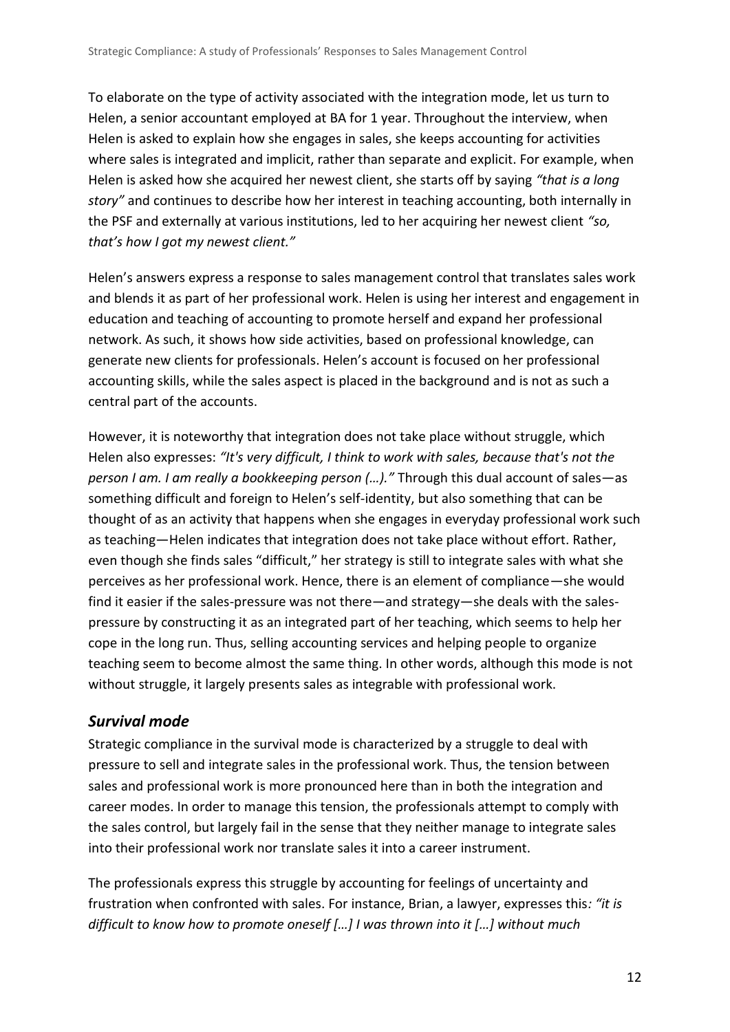To elaborate on the type of activity associated with the integration mode, let us turn to Helen, a senior accountant employed at BA for 1 year. Throughout the interview, when Helen is asked to explain how she engages in sales, she keeps accounting for activities where sales is integrated and implicit, rather than separate and explicit. For example, when Helen is asked how she acquired her newest client, she starts off by saying *"that is a long story"* and continues to describe how her interest in teaching accounting, both internally in the PSF and externally at various institutions, led to her acquiring her newest client *"so, that's how I got my newest client."*

Helen's answers express a response to sales management control that translates sales work and blends it as part of her professional work. Helen is using her interest and engagement in education and teaching of accounting to promote herself and expand her professional network. As such, it shows how side activities, based on professional knowledge, can generate new clients for professionals. Helen's account is focused on her professional accounting skills, while the sales aspect is placed in the background and is not as such a central part of the accounts.

However, it is noteworthy that integration does not take place without struggle, which Helen also expresses: *"It's very difficult, I think to work with sales, because that's not the person I am. I am really a bookkeeping person (…)."* Through this dual account of sales—as something difficult and foreign to Helen's self-identity, but also something that can be thought of as an activity that happens when she engages in everyday professional work such as teaching—Helen indicates that integration does not take place without effort. Rather, even though she finds sales "difficult," her strategy is still to integrate sales with what she perceives as her professional work. Hence, there is an element of compliance—she would find it easier if the sales-pressure was not there—and strategy—she deals with the sales-pressure by constructing it as an integrated part of her teaching, which seems to help her cope in the long run. Thus, selling accounting services and helping people to organize teaching seem to become almost the same thing. In other words, although this mode is not without struggle, it largely presents sales as integrable with professional work.

### *Survival mode*

Strategic compliance in the survival mode is characterized by a struggle to deal with pressure to sell and integrate sales in the professional work. Thus, the tension between sales and professional work is more pronounced here than in both the integration and career modes. In order to manage this tension, the professionals attempt to comply with the sales control, but largely fail in the sense that they neither manage to integrate sales into their professional work nor translate sales it into a career instrument.

The professionals express this struggle by accounting for feelings of uncertainty and frustration when confronted with sales. For instance, Brian, a lawyer, expresses this*: "it is difficult to know how to promote oneself […] I was thrown into it […] without much*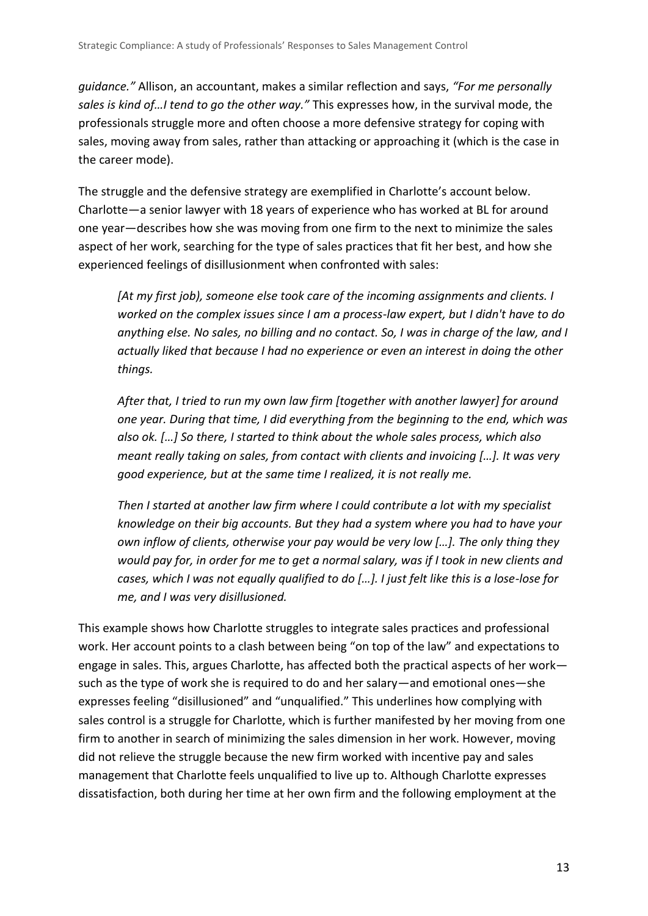*guidance."* Allison, an accountant, makes a similar reflection and says, *"For me personally sales is kind of…I tend to go the other way."* This expresses how, in the survival mode, the professionals struggle more and often choose a more defensive strategy for coping with sales, moving away from sales, rather than attacking or approaching it (which is the case in the career mode).

The struggle and the defensive strategy are exemplified in Charlotte's account below. Charlotte—a senior lawyer with 18 years of experience who has worked at BL for around one year—describes how she was moving from one firm to the next to minimize the sales aspect of her work, searching for the type of sales practices that fit her best, and how she experienced feelings of disillusionment when confronted with sales:

> *[At my first job), someone else took care of the incoming assignments and clients. I worked on the complex issues since I am a process-law expert, but I didn't have to do anything else. No sales, no billing and no contact. So, I was in charge of the law, and I actually liked that because I had no experience or even an interest in doing the other things.*
>
> *After that, I tried to run my own law firm [together with another lawyer] for around one year. During that time, I did everything from the beginning to the end, which was also ok. […] So there, I started to think about the whole sales process, which also meant really taking on sales, from contact with clients and invoicing […]. It was very good experience, but at the same time I realized, it is not really me.*
>
> *Then I started at another law firm where I could contribute a lot with my specialist knowledge on their big accounts. But they had a system where you had to have your own inflow of clients, otherwise your pay would be very low […]. The only thing they would pay for, in order for me to get a normal salary, was if I took in new clients and cases, which I was not equally qualified to do […]. I just felt like this is a lose-lose for me, and I was very disillusioned.*

This example shows how Charlotte struggles to integrate sales practices and professional work. Her account points to a clash between being "on top of the law" and expectations to engage in sales. This, argues Charlotte, has affected both the practical aspects of her work—such as the type of work she is required to do and her salary—and emotional ones—she expresses feeling "disillusioned" and "unqualified." This underlines how complying with sales control is a struggle for Charlotte, which is further manifested by her moving from one firm to another in search of minimizing the sales dimension in her work. However, moving did not relieve the struggle because the new firm worked with incentive pay and sales management that Charlotte feels unqualified to live up to. Although Charlotte expresses dissatisfaction, both during her time at her own firm and the following employment at the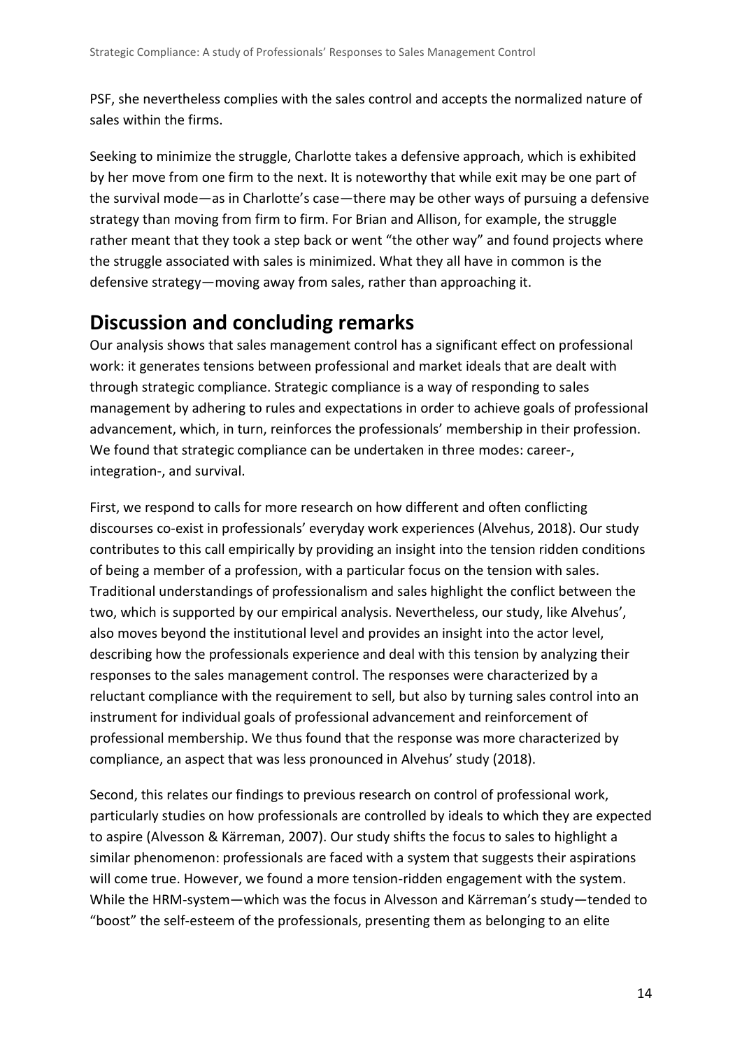PSF, she nevertheless complies with the sales control and accepts the normalized nature of sales within the firms.

Seeking to minimize the struggle, Charlotte takes a defensive approach, which is exhibited by her move from one firm to the next. It is noteworthy that while exit may be one part of the survival mode—as in Charlotte's case—there may be other ways of pursuing a defensive strategy than moving from firm to firm. For Brian and Allison, for example, the struggle rather meant that they took a step back or went "the other way" and found projects where the struggle associated with sales is minimized. What they all have in common is the defensive strategy—moving away from sales, rather than approaching it.

## Discussion and concluding remarks

Our analysis shows that sales management control has a significant effect on professional work: it generates tensions between professional and market ideals that are dealt with through strategic compliance. Strategic compliance is a way of responding to sales management by adhering to rules and expectations in order to achieve goals of professional advancement, which, in turn, reinforces the professionals' membership in their profession. We found that strategic compliance can be undertaken in three modes: career-, integration-, and survival.

First, we respond to calls for more research on how different and often conflicting discourses co-exist in professionals' everyday work experiences (Alvehus, 2018). Our study contributes to this call empirically by providing an insight into the tension ridden conditions of being a member of a profession, with a particular focus on the tension with sales. Traditional understandings of professionalism and sales highlight the conflict between the two, which is supported by our empirical analysis. Nevertheless, our study, like Alvehus', also moves beyond the institutional level and provides an insight into the actor level, describing how the professionals experience and deal with this tension by analyzing their responses to the sales management control. The responses were characterized by a reluctant compliance with the requirement to sell, but also by turning sales control into an instrument for individual goals of professional advancement and reinforcement of professional membership. We thus found that the response was more characterized by compliance, an aspect that was less pronounced in Alvehus' study (2018).

Second, this relates our findings to previous research on control of professional work, particularly studies on how professionals are controlled by ideals to which they are expected to aspire (Alvesson & Kärreman, 2007). Our study shifts the focus to sales to highlight a similar phenomenon: professionals are faced with a system that suggests their aspirations will come true. However, we found a more tension-ridden engagement with the system. While the HRM-system—which was the focus in Alvesson and Kärreman's study—tended to "boost" the self-esteem of the professionals, presenting them as belonging to an elite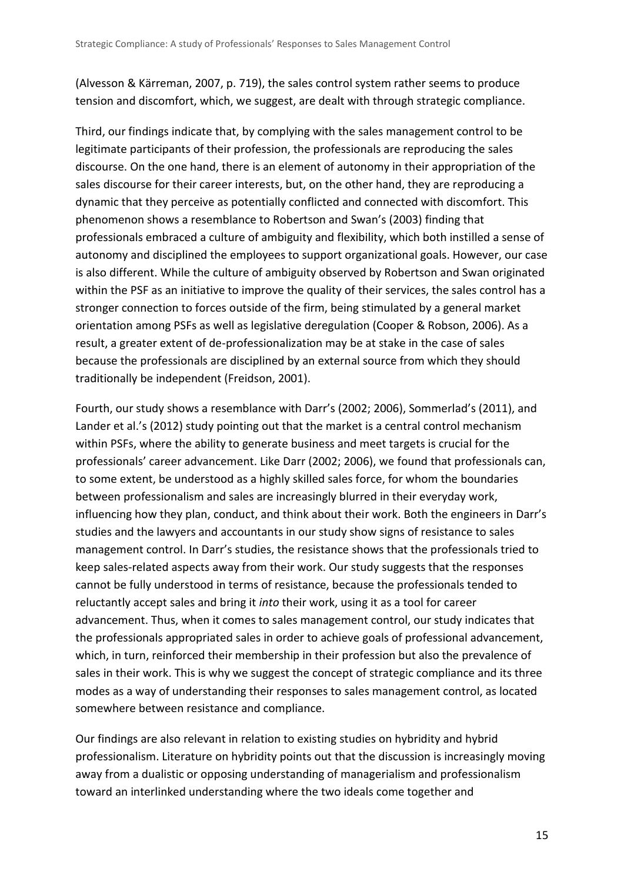(Alvesson & Kärreman, 2007, p. 719), the sales control system rather seems to produce tension and discomfort, which, we suggest, are dealt with through strategic compliance.

Third, our findings indicate that, by complying with the sales management control to be legitimate participants of their profession, the professionals are reproducing the sales discourse. On the one hand, there is an element of autonomy in their appropriation of the sales discourse for their career interests, but, on the other hand, they are reproducing a dynamic that they perceive as potentially conflicted and connected with discomfort. This phenomenon shows a resemblance to Robertson and Swan's (2003) finding that professionals embraced a culture of ambiguity and flexibility, which both instilled a sense of autonomy and disciplined the employees to support organizational goals. However, our case is also different. While the culture of ambiguity observed by Robertson and Swan originated within the PSF as an initiative to improve the quality of their services, the sales control has a stronger connection to forces outside of the firm, being stimulated by a general market orientation among PSFs as well as legislative deregulation (Cooper & Robson, 2006). As a result, a greater extent of de-professionalization may be at stake in the case of sales because the professionals are disciplined by an external source from which they should traditionally be independent (Freidson, 2001).

Fourth, our study shows a resemblance with Darr's (2002; 2006), Sommerlad's (2011), and Lander et al.'s (2012) study pointing out that the market is a central control mechanism within PSFs, where the ability to generate business and meet targets is crucial for the professionals' career advancement. Like Darr (2002; 2006), we found that professionals can, to some extent, be understood as a highly skilled sales force, for whom the boundaries between professionalism and sales are increasingly blurred in their everyday work, influencing how they plan, conduct, and think about their work. Both the engineers in Darr's studies and the lawyers and accountants in our study show signs of resistance to sales management control. In Darr's studies, the resistance shows that the professionals tried to keep sales-related aspects away from their work. Our study suggests that the responses cannot be fully understood in terms of resistance, because the professionals tended to reluctantly accept sales and bring it *into* their work, using it as a tool for career advancement. Thus, when it comes to sales management control, our study indicates that the professionals appropriated sales in order to achieve goals of professional advancement, which, in turn, reinforced their membership in their profession but also the prevalence of sales in their work. This is why we suggest the concept of strategic compliance and its three modes as a way of understanding their responses to sales management control, as located somewhere between resistance and compliance.

Our findings are also relevant in relation to existing studies on hybridity and hybrid professionalism. Literature on hybridity points out that the discussion is increasingly moving away from a dualistic or opposing understanding of managerialism and professionalism toward an interlinked understanding where the two ideals come together and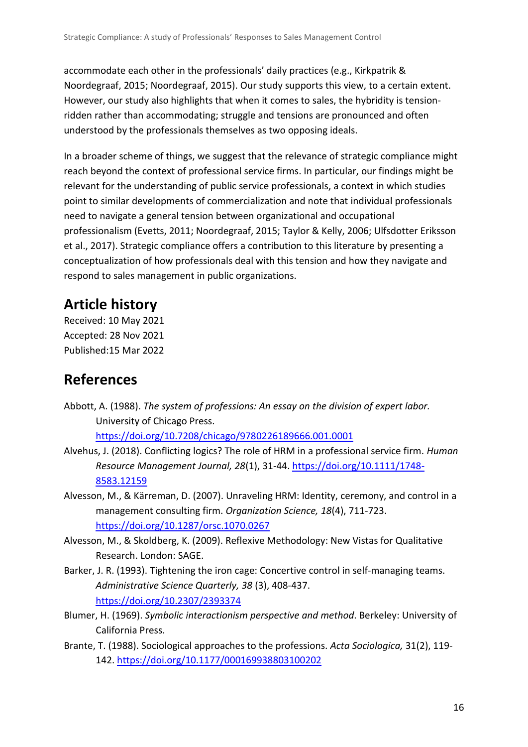accommodate each other in the professionals' daily practices (e.g., Kirkpatrik & Noordegraaf, 2015; Noordegraaf, 2015). Our study supports this view, to a certain extent. However, our study also highlights that when it comes to sales, the hybridity is tension-ridden rather than accommodating; struggle and tensions are pronounced and often understood by the professionals themselves as two opposing ideals.

In a broader scheme of things, we suggest that the relevance of strategic compliance might reach beyond the context of professional service firms. In particular, our findings might be relevant for the understanding of public service professionals, a context in which studies point to similar developments of commercialization and note that individual professionals need to navigate a general tension between organizational and occupational professionalism (Evetts, 2011; Noordegraaf, 2015; Taylor & Kelly, 2006; Ulfsdotter Eriksson et al., 2017). Strategic compliance offers a contribution to this literature by presenting a conceptualization of how professionals deal with this tension and how they navigate and respond to sales management in public organizations.

## Article history

Received: 10 May 2021
Accepted: 28 Nov 2021
Published:15 Mar 2022

## References

Abbott, A. (1988). *The system of professions: An essay on the division of expert labor.* University of Chicago Press. https://doi.org/10.7208/chicago/9780226189666.001.0001

Alvehus, J. (2018). Conflicting logics? The role of HRM in a professional service firm. *Human Resource Management Journal, 28*(1), 31-44. https://doi.org/10.1111/1748-8583.12159

Alvesson, M., & Kärreman, D. (2007). Unraveling HRM: Identity, ceremony, and control in a management consulting firm. *Organization Science, 18*(4), 711-723. https://doi.org/10.1287/orsc.1070.0267

Alvesson, M., & Skoldberg, K. (2009). Reflexive Methodology: New Vistas for Qualitative Research. London: SAGE.

Barker, J. R. (1993). Tightening the iron cage: Concertive control in self-managing teams. *Administrative Science Quarterly, 38* (3), 408-437. https://doi.org/10.2307/2393374

Blumer, H. (1969). *Symbolic interactionism perspective and method*. Berkeley: University of California Press.

Brante, T. (1988). Sociological approaches to the professions. *Acta Sociologica,* 31(2), 119-142. https://doi.org/10.1177/000169938803100202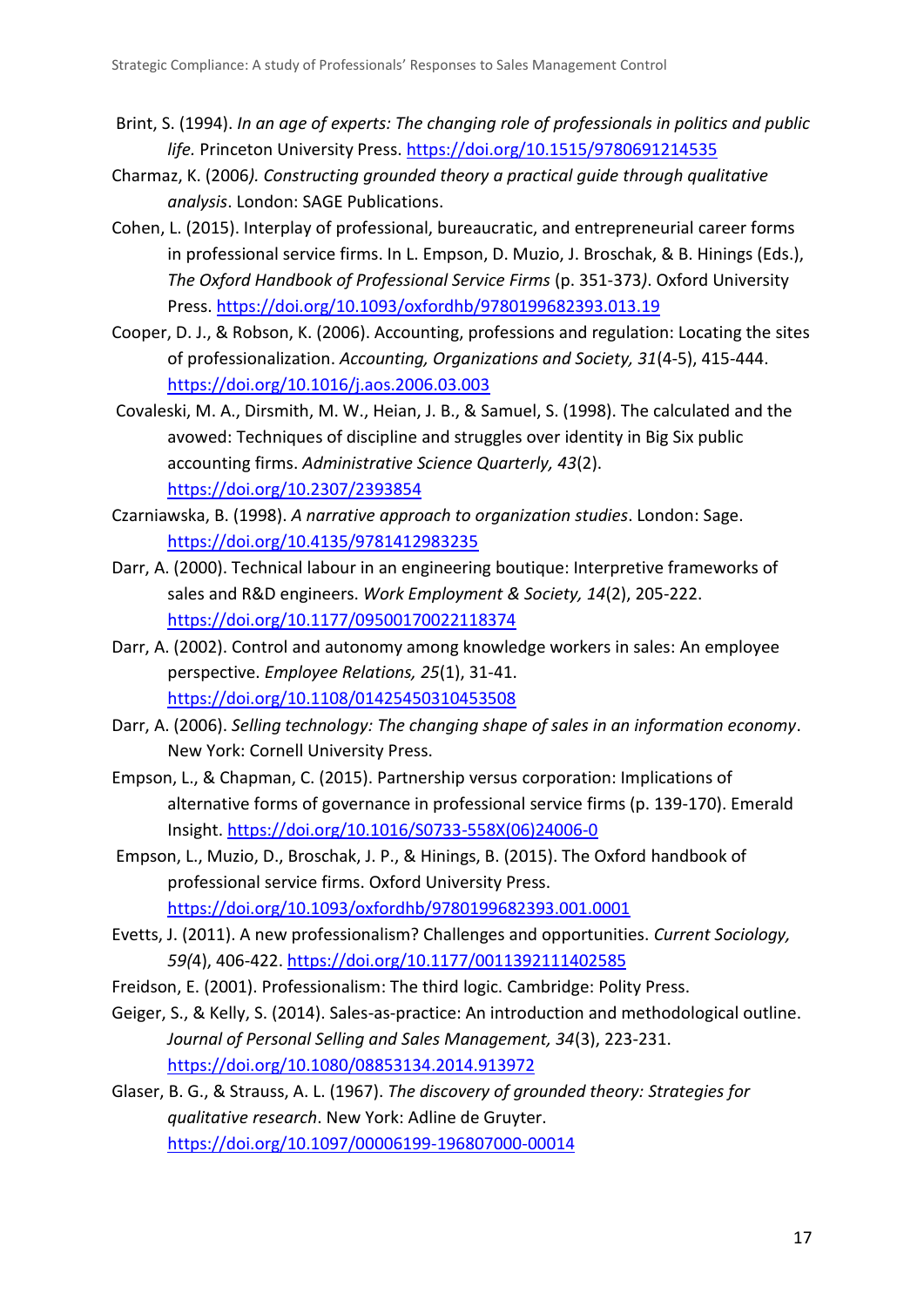Brint, S. (1994). *In an age of experts: The changing role of professionals in politics and public life.* Princeton University Press. https://doi.org/10.1515/9780691214535

Charmaz, K. (2006*). Constructing grounded theory a practical guide through qualitative analysis*. London: SAGE Publications.

Cohen, L. (2015). Interplay of professional, bureaucratic, and entrepreneurial career forms in professional service firms. In L. Empson, D. Muzio, J. Broschak, & B. Hinings (Eds.), *The Oxford Handbook of Professional Service Firms* (p. 351-373*)*. Oxford University Press. https://doi.org/10.1093/oxfordhb/9780199682393.013.19

Cooper, D. J., & Robson, K. (2006). Accounting, professions and regulation: Locating the sites of professionalization. *Accounting, Organizations and Society, 31*(4-5), 415-444. https://doi.org/10.1016/j.aos.2006.03.003

Covaleski, M. A., Dirsmith, M. W., Heian, J. B., & Samuel, S. (1998). The calculated and the avowed: Techniques of discipline and struggles over identity in Big Six public accounting firms. *Administrative Science Quarterly, 43*(2). https://doi.org/10.2307/2393854

Czarniawska, B. (1998). *A narrative approach to organization studies*. London: Sage. https://doi.org/10.4135/9781412983235

Darr, A. (2000). Technical labour in an engineering boutique: Interpretive frameworks of sales and R&D engineers. *Work Employment & Society, 14*(2), 205-222. https://doi.org/10.1177/09500170022118374

Darr, A. (2002). Control and autonomy among knowledge workers in sales: An employee perspective. *Employee Relations, 25*(1), 31-41. https://doi.org/10.1108/01425450310453508

Darr, A. (2006). *Selling technology: The changing shape of sales in an information economy*. New York: Cornell University Press.

Empson, L., & Chapman, C. (2015). Partnership versus corporation: Implications of alternative forms of governance in professional service firms (p. 139-170). Emerald Insight. https://doi.org/10.1016/S0733-558X(06)24006-0

Empson, L., Muzio, D., Broschak, J. P., & Hinings, B. (2015). The Oxford handbook of professional service firms. Oxford University Press. https://doi.org/10.1093/oxfordhb/9780199682393.001.0001

Evetts, J. (2011). A new professionalism? Challenges and opportunities. *Current Sociology, 59(*4), 406-422. https://doi.org/10.1177/0011392111402585

Freidson, E. (2001). Professionalism: The third logic. Cambridge: Polity Press.

Geiger, S., & Kelly, S. (2014). Sales-as-practice: An introduction and methodological outline. *Journal of Personal Selling and Sales Management, 34*(3), 223-231. https://doi.org/10.1080/08853134.2014.913972

Glaser, B. G., & Strauss, A. L. (1967). *The discovery of grounded theory: Strategies for qualitative research*. New York: Adline de Gruyter. https://doi.org/10.1097/00006199-196807000-00014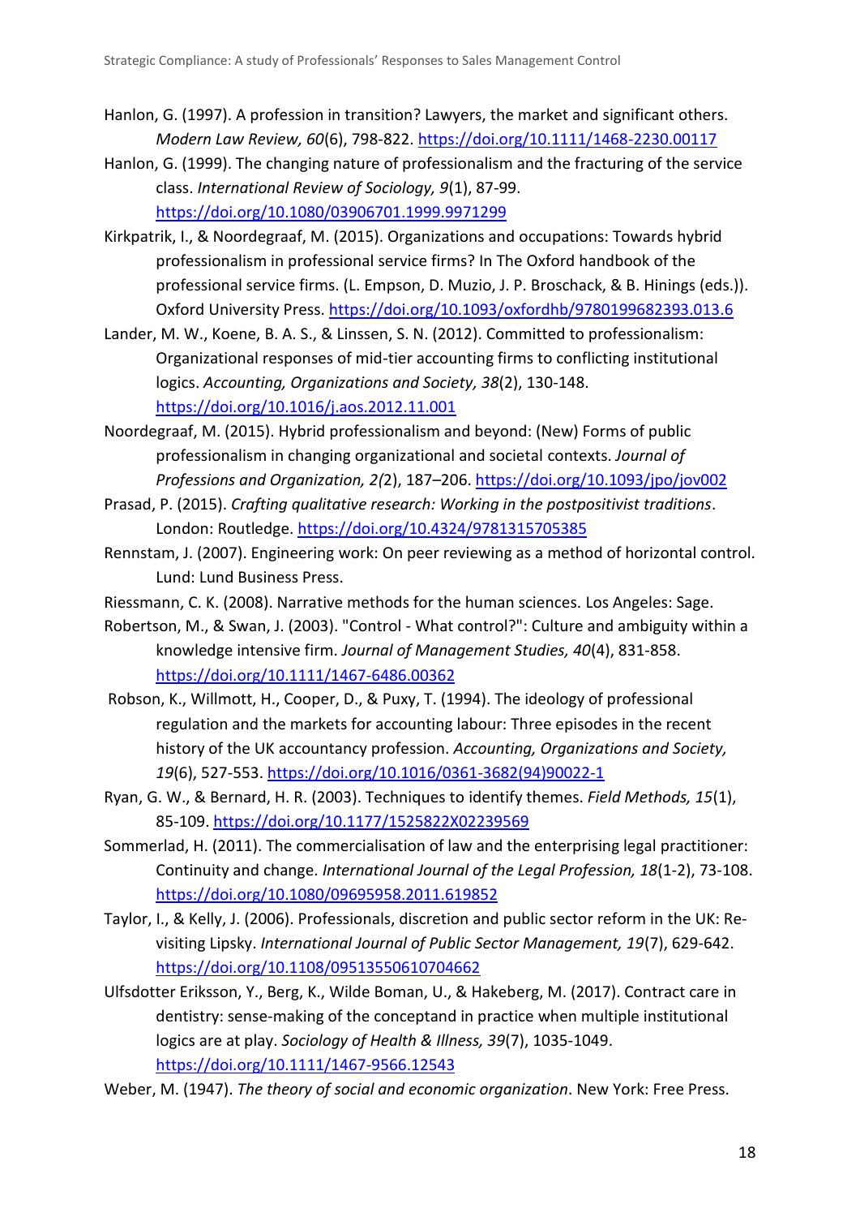Hanlon, G. (1997). A profession in transition? Lawyers, the market and significant others. *Modern Law Review, 60*(6), 798-822. https://doi.org/10.1111/1468-2230.00117

Hanlon, G. (1999). The changing nature of professionalism and the fracturing of the service class. *International Review of Sociology, 9*(1), 87-99. https://doi.org/10.1080/03906701.1999.9971299

Kirkpatrik, I., & Noordegraaf, M. (2015). Organizations and occupations: Towards hybrid professionalism in professional service firms? In The Oxford handbook of the professional service firms. (L. Empson, D. Muzio, J. P. Broschack, & B. Hinings (eds.)). Oxford University Press. https://doi.org/10.1093/oxfordhb/9780199682393.013.6

Lander, M. W., Koene, B. A. S., & Linssen, S. N. (2012). Committed to professionalism: Organizational responses of mid-tier accounting firms to conflicting institutional logics. *Accounting, Organizations and Society, 38*(2), 130-148. https://doi.org/10.1016/j.aos.2012.11.001

Noordegraaf, M. (2015). Hybrid professionalism and beyond: (New) Forms of public professionalism in changing organizational and societal contexts. *Journal of Professions and Organization, 2(*2), 187–206. https://doi.org/10.1093/jpo/jov002

Prasad, P. (2015). *Crafting qualitative research: Working in the postpositivist traditions*. London: Routledge. https://doi.org/10.4324/9781315705385

Rennstam, J. (2007). Engineering work: On peer reviewing as a method of horizontal control. Lund: Lund Business Press.

Riessmann, C. K. (2008). Narrative methods for the human sciences. Los Angeles: Sage.

Robertson, M., & Swan, J. (2003). "Control - What control?": Culture and ambiguity within a knowledge intensive firm. *Journal of Management Studies, 40*(4), 831-858. https://doi.org/10.1111/1467-6486.00362

Robson, K., Willmott, H., Cooper, D., & Puxy, T. (1994). The ideology of professional regulation and the markets for accounting labour: Three episodes in the recent history of the UK accountancy profession. *Accounting, Organizations and Society, 19*(6), 527-553. https://doi.org/10.1016/0361-3682(94)90022-1

Ryan, G. W., & Bernard, H. R. (2003). Techniques to identify themes. *Field Methods, 15*(1), 85-109. https://doi.org/10.1177/1525822X02239569

Sommerlad, H. (2011). The commercialisation of law and the enterprising legal practitioner: Continuity and change. *International Journal of the Legal Profession, 18*(1-2), 73-108. https://doi.org/10.1080/09695958.2011.619852

Taylor, I., & Kelly, J. (2006). Professionals, discretion and public sector reform in the UK: Re-visiting Lipsky. *International Journal of Public Sector Management, 19*(7), 629-642. https://doi.org/10.1108/09513550610704662

Ulfsdotter Eriksson, Y., Berg, K., Wilde Boman, U., & Hakeberg, M. (2017). Contract care in dentistry: sense-making of the conceptand in practice when multiple institutional logics are at play. *Sociology of Health & Illness, 39*(7), 1035-1049. https://doi.org/10.1111/1467-9566.12543

Weber, M. (1947). *The theory of social and economic organization*. New York: Free Press.